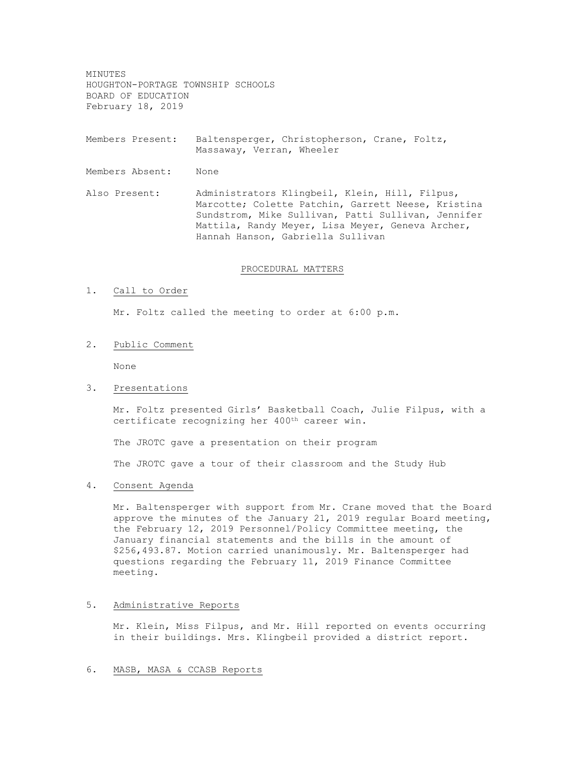MINUTES
HOUGHTON-PORTAGE TOWNSHIP SCHOOLS
BOARD OF EDUCATION
February 18, 2019

Members Present: Baltensperger, Christopherson, Crane, Foltz, Massaway, Verran, Wheeler

Members Absent: None

Also Present: Administrators Klingbeil, Klein, Hill, Filpus, Marcotte; Colette Patchin, Garrett Neese, Kristina Sundstrom, Mike Sullivan, Patti Sullivan, Jennifer Mattila, Randy Meyer, Lisa Meyer, Geneva Archer, Hannah Hanson, Gabriella Sullivan

## PROCEDURAL MATTERS

1. Call to Order

   Mr. Foltz called the meeting to order at 6:00 p.m.

2. Public Comment

   None

3. Presentations

   Mr. Foltz presented Girls' Basketball Coach, Julie Filpus, with a certificate recognizing her 400th career win.

   The JROTC gave a presentation on their program

   The JROTC gave a tour of their classroom and the Study Hub

4. Consent Agenda

   Mr. Baltensperger with support from Mr. Crane moved that the Board approve the minutes of the January 21, 2019 regular Board meeting, the February 12, 2019 Personnel/Policy Committee meeting, the January financial statements and the bills in the amount of $256,493.87. Motion carried unanimously. Mr. Baltensperger had questions regarding the February 11, 2019 Finance Committee meeting.

5. Administrative Reports

   Mr. Klein, Miss Filpus, and Mr. Hill reported on events occurring in their buildings. Mrs. Klingbeil provided a district report.

6. MASB, MASA & CCASB Reports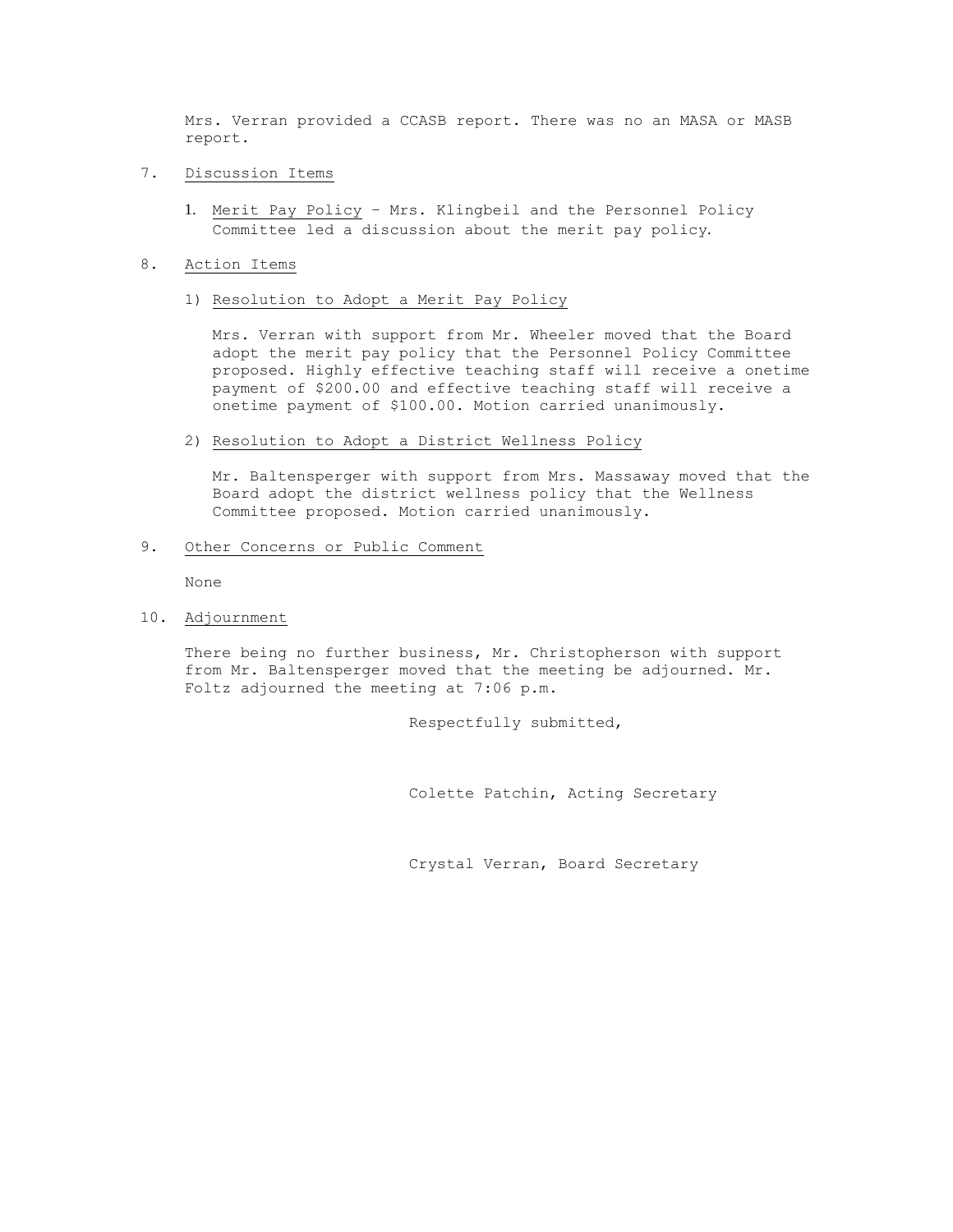Mrs. Verran provided a CCASB report. There was no an MASA or MASB report.

7. <u>Discussion Items</u>

   1. <u>Merit Pay Policy</u> – Mrs. Klingbeil and the Personnel Policy Committee led a discussion about the merit pay policy.

8. <u>Action Items</u>

   1) <u>Resolution to Adopt a Merit Pay Policy</u>

   Mrs. Verran with support from Mr. Wheeler moved that the Board adopt the merit pay policy that the Personnel Policy Committee proposed. Highly effective teaching staff will receive a onetime payment of $200.00 and effective teaching staff will receive a onetime payment of $100.00. Motion carried unanimously.

   2) <u>Resolution to Adopt a District Wellness Policy</u>

   Mr. Baltensperger with support from Mrs. Massaway moved that the Board adopt the district wellness policy that the Wellness Committee proposed. Motion carried unanimously.

9. <u>Other Concerns or Public Comment</u>

   None

10. <u>Adjournment</u>

   There being no further business, Mr. Christopherson with support from Mr. Baltensperger moved that the meeting be adjourned. Mr. Foltz adjourned the meeting at 7:06 p.m.

Respectfully submitted,

Colette Patchin, Acting Secretary

Crystal Verran, Board Secretary